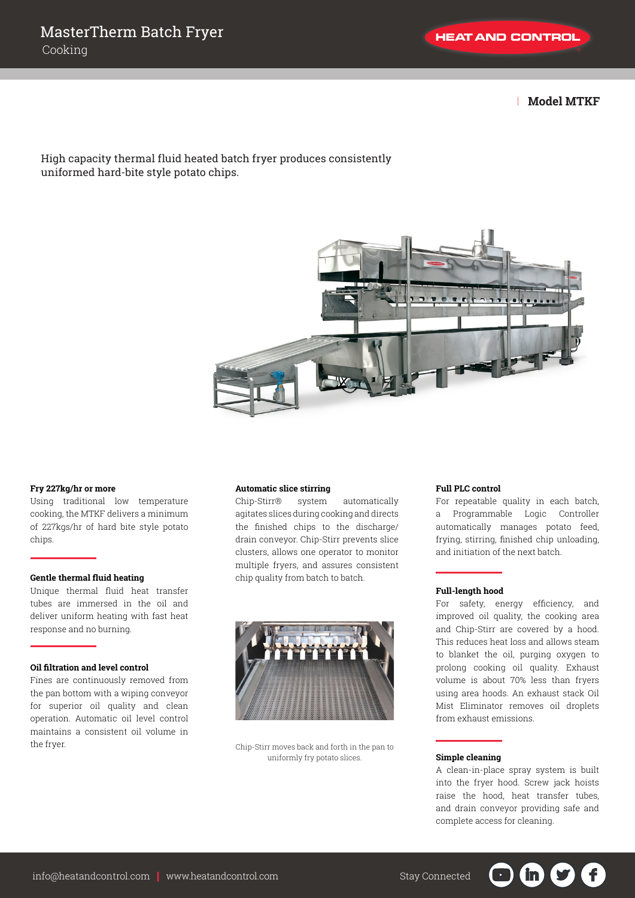# MasterTherm Batch Fryer

Cooking

HEAT AND CONTROL

**Model MTKF**

High capacity thermal fluid heated batch fryer produces consistently uniformed hard-bite style potato chips.

**Fry 227kg/hr or more**

Using traditional low temperature cooking, the MTKF delivers a minimum of 227kgs/hr of hard bite style potato chips.

**Gentle thermal fluid heating**

Unique thermal fluid heat transfer tubes are immersed in the oil and deliver uniform heating with fast heat response and no burning.

**Oil filtration and level control**

Fines are continuously removed from the pan bottom with a wiping conveyor for superior oil quality and clean operation. Automatic oil level control maintains a consistent oil volume in the fryer.

**Automatic slice stirring**

Chip-Stirr® system automatically agitates slices during cooking and directs the finished chips to the discharge/drain conveyor. Chip-Stirr prevents slice clusters, allows one operator to monitor multiple fryers, and assures consistent chip quality from batch to batch.

Chip-Stirr moves back and forth in the pan to uniformly fry potato slices.

**Full PLC control**

For repeatable quality in each batch, a Programmable Logic Controller automatically manages potato feed, frying, stirring, finished chip unloading, and initiation of the next batch.

**Full-length hood**

For safety, energy efficiency, and improved oil quality, the cooking area and Chip-Stirr are covered by a hood. This reduces heat loss and allows steam to blanket the oil, purging oxygen to prolong cooking oil quality. Exhaust volume is about 70% less than fryers using area hoods. An exhaust stack Oil Mist Eliminator removes oil droplets from exhaust emissions.

**Simple cleaning**

A clean-in-place spray system is built into the fryer hood. Screw jack hoists raise the hood, heat transfer tubes, and drain conveyor providing safe and complete access for cleaning.

info@heatandcontrol.com | www.heatandcontrol.com

Stay Connected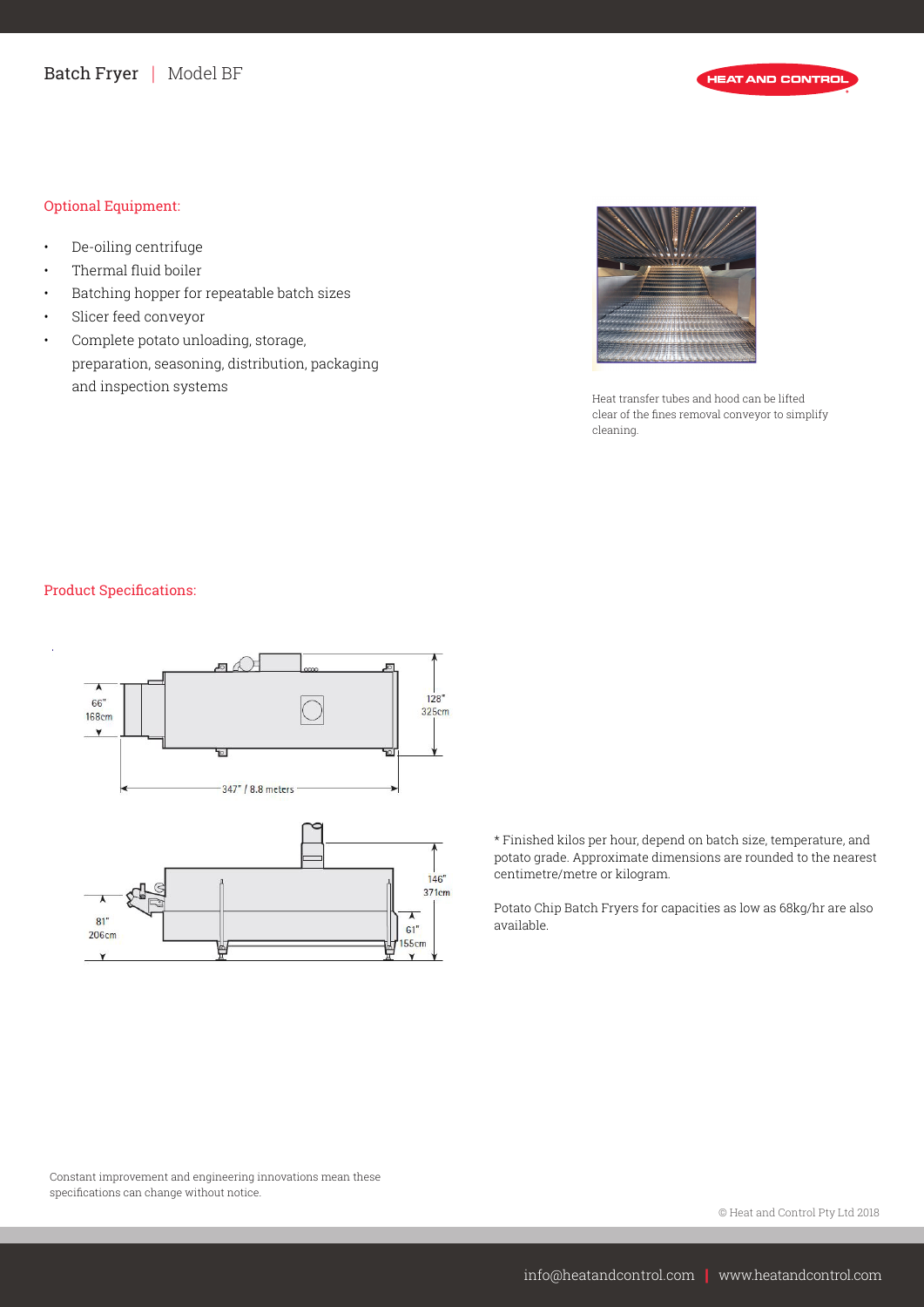## Optional Equipment:

- De-oiling centrifuge
- Thermal fluid boiler
- Batching hopper for repeatable batch sizes
- Slicer feed conveyor
- Complete potato unloading, storage, preparation, seasoning, distribution, packaging and inspection systems

Heat transfer tubes and hood can be lifted clear of the fines removal conveyor to simplify cleaning.

## Product Specifications:

66"
168cm

128"
325cm

347" / 8.8 meters

146"
371cm

81"
206cm

61"
155cm

* Finished kilos per hour, depend on batch size, temperature, and potato grade. Approximate dimensions are rounded to the nearest centimetre/metre or kilogram.

Potato Chip Batch Fryers for capacities as low as 68kg/hr are also available.

Constant improvement and engineering innovations mean these specifications can change without notice.

© Heat and Control Pty Ltd 2018

info@heatandcontrol.com | www.heatandcontrol.com